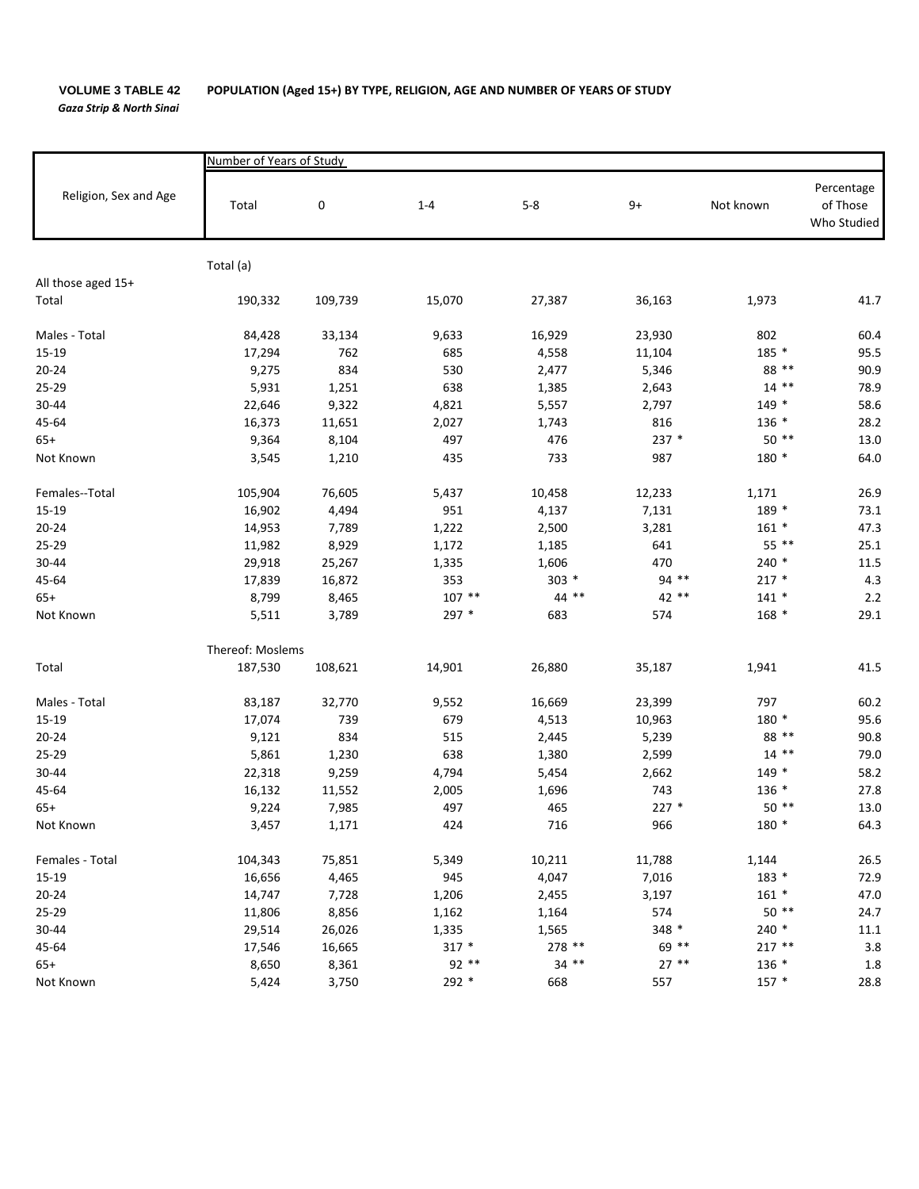**VOLUME 3 TABLE 42 POPULATION (Aged 15+) BY TYPE, RELIGION, AGE AND NUMBER OF YEARS OF STUDY**

***Gaza Strip & North Sinai***

| Religion, Sex and Age | Number of Years of Study | | | | | | |
|---|---|---|---|---|---|---|---|
| | Total | 0 | 1-4 | 5-8 | 9+ | Not known | Percentage of Those Who Studied |
| | Total (a) | | | | | | |
| All those aged 15+ | | | | | | | |
| Total | 190,332 | 109,739 | 15,070 | 27,387 | 36,163 | 1,973 | 41.7 |
| Males - Total | 84,428 | 33,134 | 9,633 | 16,929 | 23,930 | 802 | 60.4 |
| 15-19 | 17,294 | 762 | 685 | 4,558 | 11,104 | 185 * | 95.5 |
| 20-24 | 9,275 | 834 | 530 | 2,477 | 5,346 | 88 ** | 90.9 |
| 25-29 | 5,931 | 1,251 | 638 | 1,385 | 2,643 | 14 ** | 78.9 |
| 30-44 | 22,646 | 9,322 | 4,821 | 5,557 | 2,797 | 149 * | 58.6 |
| 45-64 | 16,373 | 11,651 | 2,027 | 1,743 | 816 | 136 * | 28.2 |
| 65+ | 9,364 | 8,104 | 497 | 476 | 237 * | 50 ** | 13.0 |
| Not Known | 3,545 | 1,210 | 435 | 733 | 987 | 180 * | 64.0 |
| Females--Total | 105,904 | 76,605 | 5,437 | 10,458 | 12,233 | 1,171 | 26.9 |
| 15-19 | 16,902 | 4,494 | 951 | 4,137 | 7,131 | 189 * | 73.1 |
| 20-24 | 14,953 | 7,789 | 1,222 | 2,500 | 3,281 | 161 * | 47.3 |
| 25-29 | 11,982 | 8,929 | 1,172 | 1,185 | 641 | 55 ** | 25.1 |
| 30-44 | 29,918 | 25,267 | 1,335 | 1,606 | 470 | 240 * | 11.5 |
| 45-64 | 17,839 | 16,872 | 353 | 303 * | 94 ** | 217 * | 4.3 |
| 65+ | 8,799 | 8,465 | 107 ** | 44 ** | 42 ** | 141 * | 2.2 |
| Not Known | 5,511 | 3,789 | 297 * | 683 | 574 | 168 * | 29.1 |
| | Thereof: Moslems | | | | | | |
| Total | 187,530 | 108,621 | 14,901 | 26,880 | 35,187 | 1,941 | 41.5 |
| Males - Total | 83,187 | 32,770 | 9,552 | 16,669 | 23,399 | 797 | 60.2 |
| 15-19 | 17,074 | 739 | 679 | 4,513 | 10,963 | 180 * | 95.6 |
| 20-24 | 9,121 | 834 | 515 | 2,445 | 5,239 | 88 ** | 90.8 |
| 25-29 | 5,861 | 1,230 | 638 | 1,380 | 2,599 | 14 ** | 79.0 |
| 30-44 | 22,318 | 9,259 | 4,794 | 5,454 | 2,662 | 149 * | 58.2 |
| 45-64 | 16,132 | 11,552 | 2,005 | 1,696 | 743 | 136 * | 27.8 |
| 65+ | 9,224 | 7,985 | 497 | 465 | 227 * | 50 ** | 13.0 |
| Not Known | 3,457 | 1,171 | 424 | 716 | 966 | 180 * | 64.3 |
| Females - Total | 104,343 | 75,851 | 5,349 | 10,211 | 11,788 | 1,144 | 26.5 |
| 15-19 | 16,656 | 4,465 | 945 | 4,047 | 7,016 | 183 * | 72.9 |
| 20-24 | 14,747 | 7,728 | 1,206 | 2,455 | 3,197 | 161 * | 47.0 |
| 25-29 | 11,806 | 8,856 | 1,162 | 1,164 | 574 | 50 ** | 24.7 |
| 30-44 | 29,514 | 26,026 | 1,335 | 1,565 | 348 * | 240 * | 11.1 |
| 45-64 | 17,546 | 16,665 | 317 * | 278 ** | 69 ** | 217 ** | 3.8 |
| 65+ | 8,650 | 8,361 | 92 ** | 34 ** | 27 ** | 136 * | 1.8 |
| Not Known | 5,424 | 3,750 | 292 * | 668 | 557 | 157 * | 28.8 |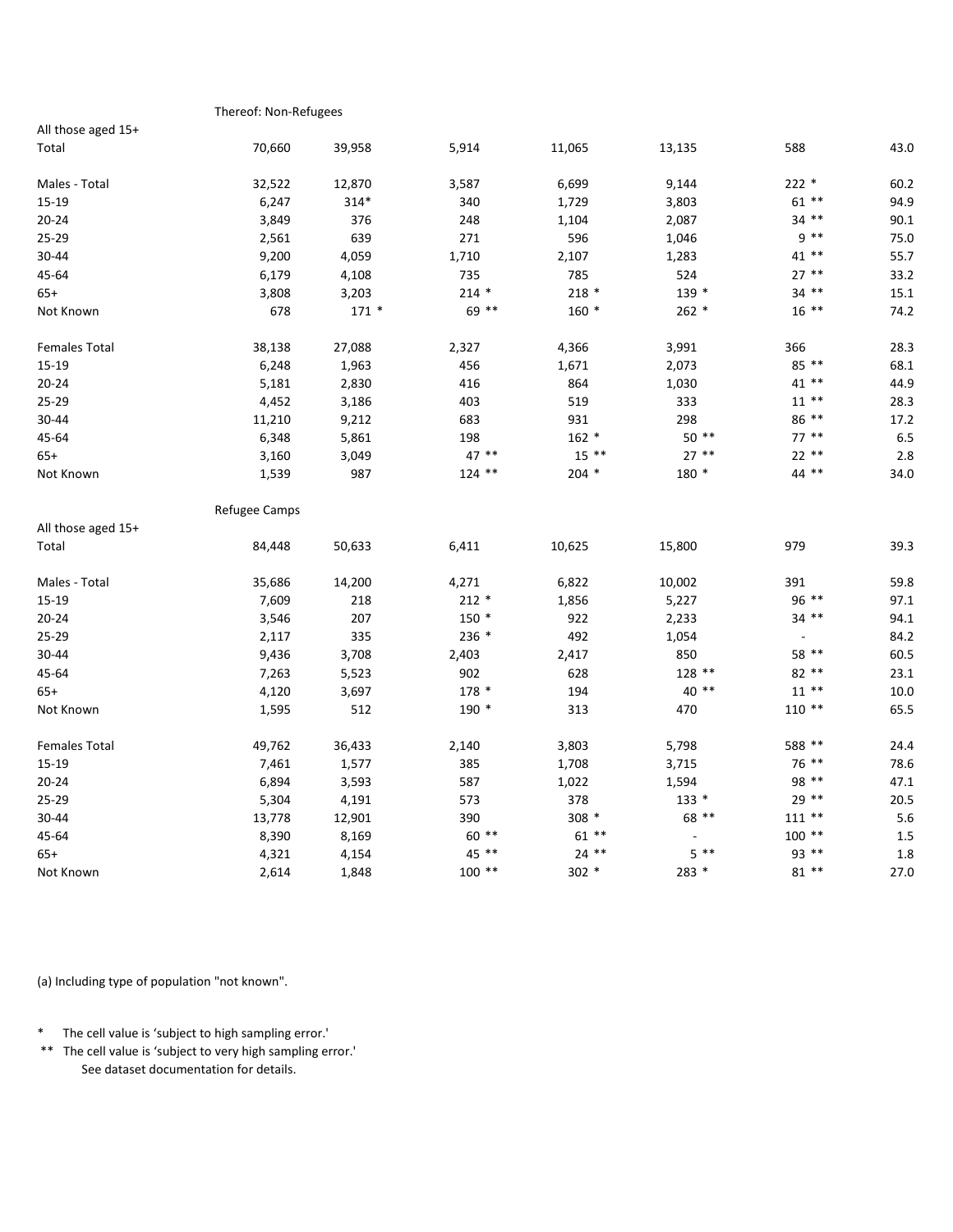| | | | | | | | |
|---|---|---|---|---|---|---|---|
| | Thereof: Non-Refugees | | | | | | |
| All those aged 15+ | | | | | | | |
| Total | 70,660 | 39,958 | 5,914 | 11,065 | 13,135 | 588 | 43.0 |
| Males - Total | 32,522 | 12,870 | 3,587 | 6,699 | 9,144 | 222 * | 60.2 |
| 15-19 | 6,247 | 314* | 340 | 1,729 | 3,803 | 61 ** | 94.9 |
| 20-24 | 3,849 | 376 | 248 | 1,104 | 2,087 | 34 ** | 90.1 |
| 25-29 | 2,561 | 639 | 271 | 596 | 1,046 | 9 ** | 75.0 |
| 30-44 | 9,200 | 4,059 | 1,710 | 2,107 | 1,283 | 41 ** | 55.7 |
| 45-64 | 6,179 | 4,108 | 735 | 785 | 524 | 27 ** | 33.2 |
| 65+ | 3,808 | 3,203 | 214 * | 218 * | 139 * | 34 ** | 15.1 |
| Not Known | 678 | 171 * | 69 ** | 160 * | 262 * | 16 ** | 74.2 |
| Females Total | 38,138 | 27,088 | 2,327 | 4,366 | 3,991 | 366 | 28.3 |
| 15-19 | 6,248 | 1,963 | 456 | 1,671 | 2,073 | 85 ** | 68.1 |
| 20-24 | 5,181 | 2,830 | 416 | 864 | 1,030 | 41 ** | 44.9 |
| 25-29 | 4,452 | 3,186 | 403 | 519 | 333 | 11 ** | 28.3 |
| 30-44 | 11,210 | 9,212 | 683 | 931 | 298 | 86 ** | 17.2 |
| 45-64 | 6,348 | 5,861 | 198 | 162 * | 50 ** | 77 ** | 6.5 |
| 65+ | 3,160 | 3,049 | 47 ** | 15 ** | 27 ** | 22 ** | 2.8 |
| Not Known | 1,539 | 987 | 124 ** | 204 * | 180 * | 44 ** | 34.0 |
| | Refugee Camps | | | | | | |
| All those aged 15+ | | | | | | | |
| Total | 84,448 | 50,633 | 6,411 | 10,625 | 15,800 | 979 | 39.3 |
| Males - Total | 35,686 | 14,200 | 4,271 | 6,822 | 10,002 | 391 | 59.8 |
| 15-19 | 7,609 | 218 | 212 * | 1,856 | 5,227 | 96 ** | 97.1 |
| 20-24 | 3,546 | 207 | 150 * | 922 | 2,233 | 34 ** | 94.1 |
| 25-29 | 2,117 | 335 | 236 * | 492 | 1,054 | - | 84.2 |
| 30-44 | 9,436 | 3,708 | 2,403 | 2,417 | 850 | 58 ** | 60.5 |
| 45-64 | 7,263 | 5,523 | 902 | 628 | 128 ** | 82 ** | 23.1 |
| 65+ | 4,120 | 3,697 | 178 * | 194 | 40 ** | 11 ** | 10.0 |
| Not Known | 1,595 | 512 | 190 * | 313 | 470 | 110 ** | 65.5 |
| Females Total | 49,762 | 36,433 | 2,140 | 3,803 | 5,798 | 588 ** | 24.4 |
| 15-19 | 7,461 | 1,577 | 385 | 1,708 | 3,715 | 76 ** | 78.6 |
| 20-24 | 6,894 | 3,593 | 587 | 1,022 | 1,594 | 98 ** | 47.1 |
| 25-29 | 5,304 | 4,191 | 573 | 378 | 133 * | 29 ** | 20.5 |
| 30-44 | 13,778 | 12,901 | 390 | 308 * | 68 ** | 111 ** | 5.6 |
| 45-64 | 8,390 | 8,169 | 60 ** | 61 ** | - | 100 ** | 1.5 |
| 65+ | 4,321 | 4,154 | 45 ** | 24 ** | 5 ** | 93 ** | 1.8 |
| Not Known | 2,614 | 1,848 | 100 ** | 302 * | 283 * | 81 ** | 27.0 |

(a) Including type of population "not known".

* The cell value is 'subject to high sampling error.'

** The cell value is 'subject to very high sampling error.'
See dataset documentation for details.